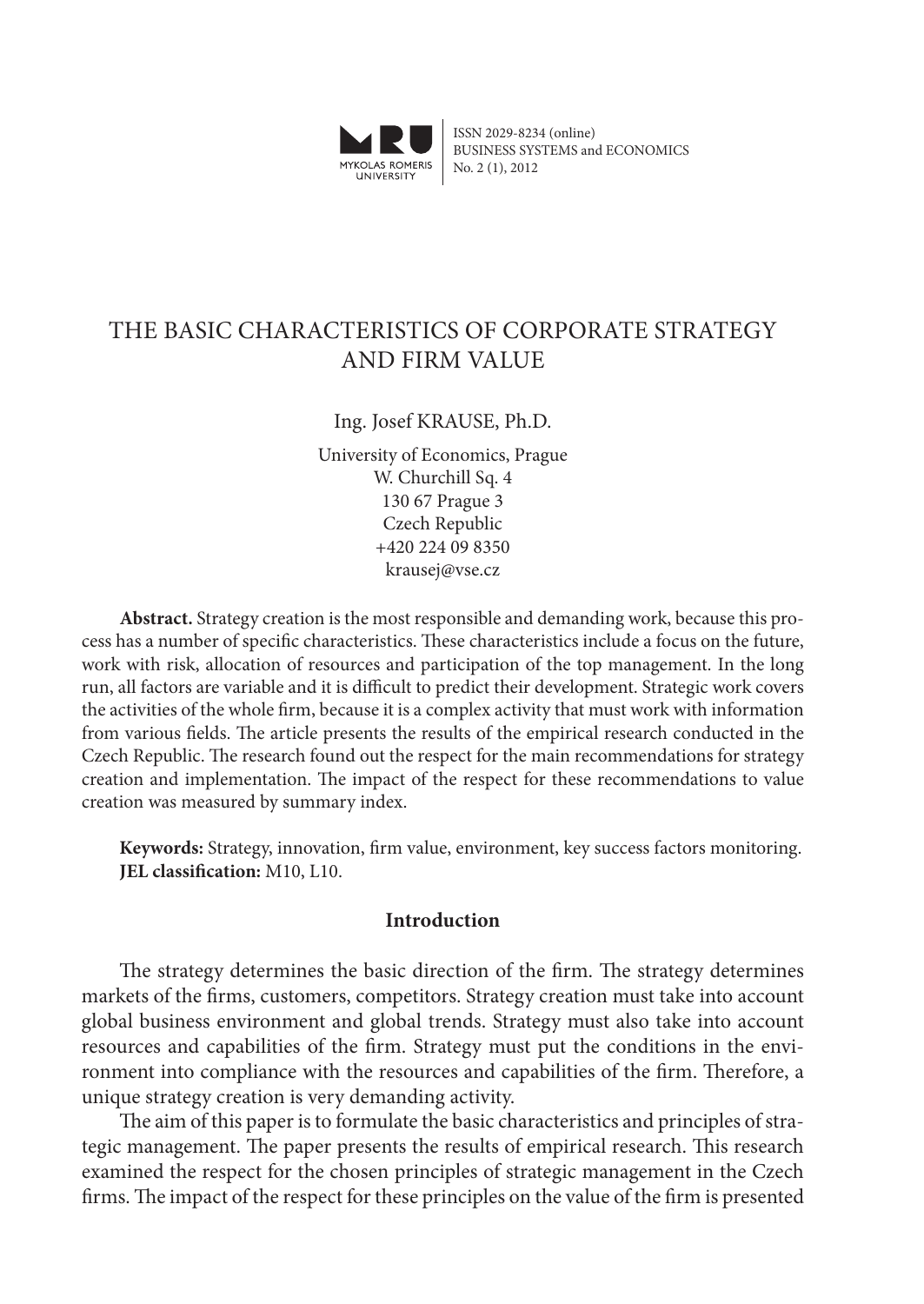ISSN 2029-8234 (online)
BUSINESS SYSTEMS and ECONOMICS
No. 2 (1), 2012

# THE BASIC CHARACTERISTICS OF CORPORATE STRATEGY AND FIRM VALUE

Ing. Josef KRAUSE, Ph.D.

University of Economics, Prague
W. Churchill Sq. 4
130 67 Prague 3
Czech Republic
+420 224 09 8350
krausej@vse.cz

**Abstract.** Strategy creation is the most responsible and demanding work, because this process has a number of specific characteristics. These characteristics include a focus on the future, work with risk, allocation of resources and participation of the top management. In the long run, all factors are variable and it is difficult to predict their development. Strategic work covers the activities of the whole firm, because it is a complex activity that must work with information from various fields. The article presents the results of the empirical research conducted in the Czech Republic. The research found out the respect for the main recommendations for strategy creation and implementation. The impact of the respect for these recommendations to value creation was measured by summary index.

**Keywords:** Strategy, innovation, firm value, environment, key success factors monitoring.
**JEL classification:** M10, L10.

## Introduction

The strategy determines the basic direction of the firm. The strategy determines markets of the firms, customers, competitors. Strategy creation must take into account global business environment and global trends. Strategy must also take into account resources and capabilities of the firm. Strategy must put the conditions in the environment into compliance with the resources and capabilities of the firm. Therefore, a unique strategy creation is very demanding activity.

The aim of this paper is to formulate the basic characteristics and principles of strategic management. The paper presents the results of empirical research. This research examined the respect for the chosen principles of strategic management in the Czech firms. The impact of the respect for these principles on the value of the firm is presented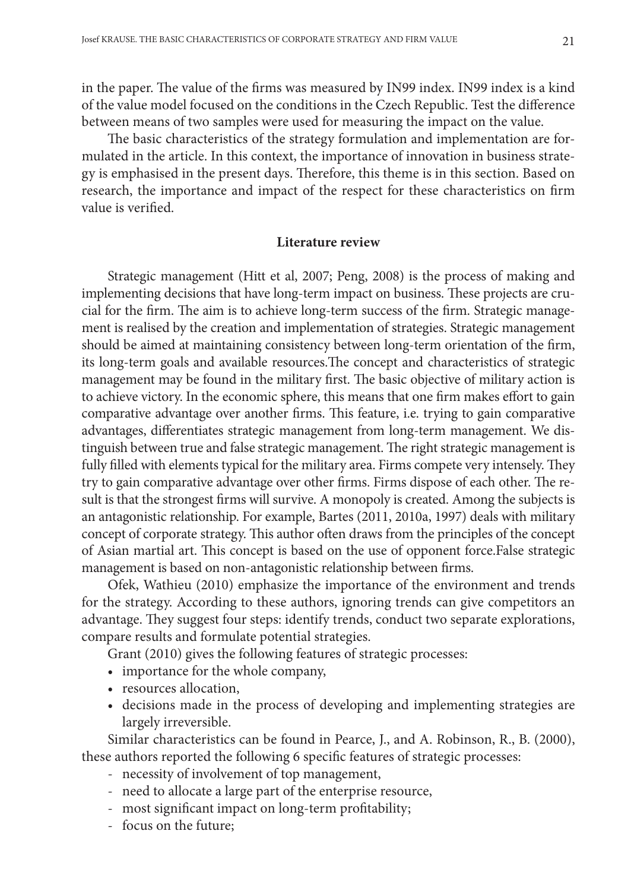in the paper. The value of the firms was measured by IN99 index. IN99 index is a kind of the value model focused on the conditions in the Czech Republic. Test the difference between means of two samples were used for measuring the impact on the value.

The basic characteristics of the strategy formulation and implementation are formulated in the article. In this context, the importance of innovation in business strategy is emphasised in the present days. Therefore, this theme is in this section. Based on research, the importance and impact of the respect for these characteristics on firm value is verified.

## Literature review

Strategic management (Hitt et al, 2007; Peng, 2008) is the process of making and implementing decisions that have long-term impact on business. These projects are crucial for the firm. The aim is to achieve long-term success of the firm. Strategic management is realised by the creation and implementation of strategies. Strategic management should be aimed at maintaining consistency between long-term orientation of the firm, its long-term goals and available resources.The concept and characteristics of strategic management may be found in the military first. The basic objective of military action is to achieve victory. In the economic sphere, this means that one firm makes effort to gain comparative advantage over another firms. This feature, i.e. trying to gain comparative advantages, differentiates strategic management from long-term management. We distinguish between true and false strategic management. The right strategic management is fully filled with elements typical for the military area. Firms compete very intensely. They try to gain comparative advantage over other firms. Firms dispose of each other. The result is that the strongest firms will survive. A monopoly is created. Among the subjects is an antagonistic relationship. For example, Bartes (2011, 2010a, 1997) deals with military concept of corporate strategy. This author often draws from the principles of the concept of Asian martial art. This concept is based on the use of opponent force.False strategic management is based on non-antagonistic relationship between firms.

Ofek, Wathieu (2010) emphasize the importance of the environment and trends for the strategy. According to these authors, ignoring trends can give competitors an advantage. They suggest four steps: identify trends, conduct two separate explorations, compare results and formulate potential strategies.

Grant (2010) gives the following features of strategic processes:

- importance for the whole company,
- resources allocation,
- decisions made in the process of developing and implementing strategies are largely irreversible.

Similar characteristics can be found in Pearce, J., and A. Robinson, R., B. (2000), these authors reported the following 6 specific features of strategic processes:

- necessity of involvement of top management,
- need to allocate a large part of the enterprise resource,
- most significant impact on long-term profitability;
- focus on the future;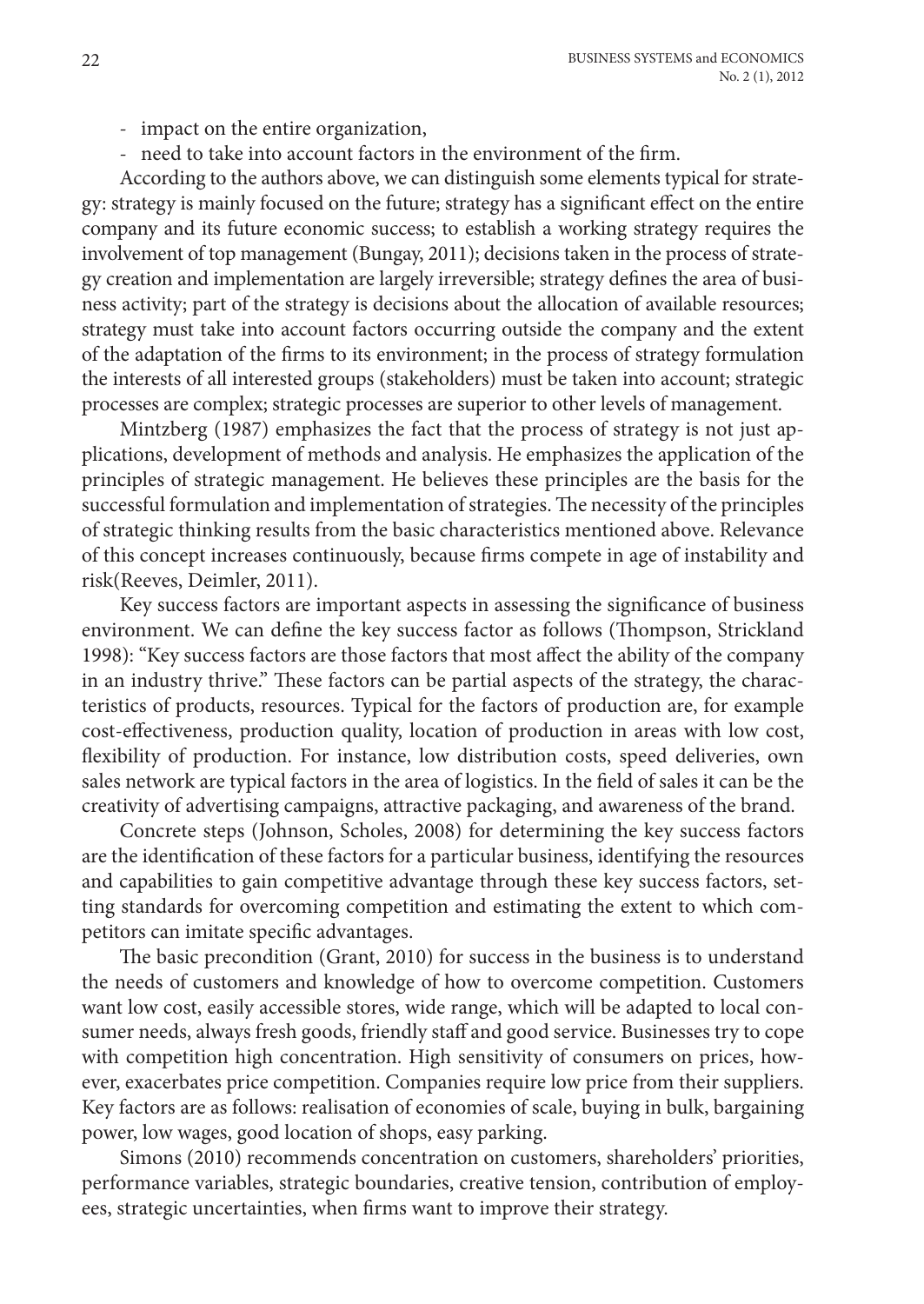- impact on the entire organization,
- need to take into account factors in the environment of the firm.

According to the authors above, we can distinguish some elements typical for strategy: strategy is mainly focused on the future; strategy has a significant effect on the entire company and its future economic success; to establish a working strategy requires the involvement of top management (Bungay, 2011); decisions taken in the process of strategy creation and implementation are largely irreversible; strategy defines the area of business activity; part of the strategy is decisions about the allocation of available resources; strategy must take into account factors occurring outside the company and the extent of the adaptation of the firms to its environment; in the process of strategy formulation the interests of all interested groups (stakeholders) must be taken into account; strategic processes are complex; strategic processes are superior to other levels of management.

Mintzberg (1987) emphasizes the fact that the process of strategy is not just applications, development of methods and analysis. He emphasizes the application of the principles of strategic management. He believes these principles are the basis for the successful formulation and implementation of strategies. The necessity of the principles of strategic thinking results from the basic characteristics mentioned above. Relevance of this concept increases continuously, because firms compete in age of instability and risk(Reeves, Deimler, 2011).

Key success factors are important aspects in assessing the significance of business environment. We can define the key success factor as follows (Thompson, Strickland 1998): "Key success factors are those factors that most affect the ability of the company in an industry thrive." These factors can be partial aspects of the strategy, the characteristics of products, resources. Typical for the factors of production are, for example cost-effectiveness, production quality, location of production in areas with low cost, flexibility of production. For instance, low distribution costs, speed deliveries, own sales network are typical factors in the area of logistics. In the field of sales it can be the creativity of advertising campaigns, attractive packaging, and awareness of the brand.

Concrete steps (Johnson, Scholes, 2008) for determining the key success factors are the identification of these factors for a particular business, identifying the resources and capabilities to gain competitive advantage through these key success factors, setting standards for overcoming competition and estimating the extent to which competitors can imitate specific advantages.

The basic precondition (Grant, 2010) for success in the business is to understand the needs of customers and knowledge of how to overcome competition. Customers want low cost, easily accessible stores, wide range, which will be adapted to local consumer needs, always fresh goods, friendly staff and good service. Businesses try to cope with competition high concentration. High sensitivity of consumers on prices, however, exacerbates price competition. Companies require low price from their suppliers. Key factors are as follows: realisation of economies of scale, buying in bulk, bargaining power, low wages, good location of shops, easy parking.

Simons (2010) recommends concentration on customers, shareholders' priorities, performance variables, strategic boundaries, creative tension, contribution of employees, strategic uncertainties, when firms want to improve their strategy.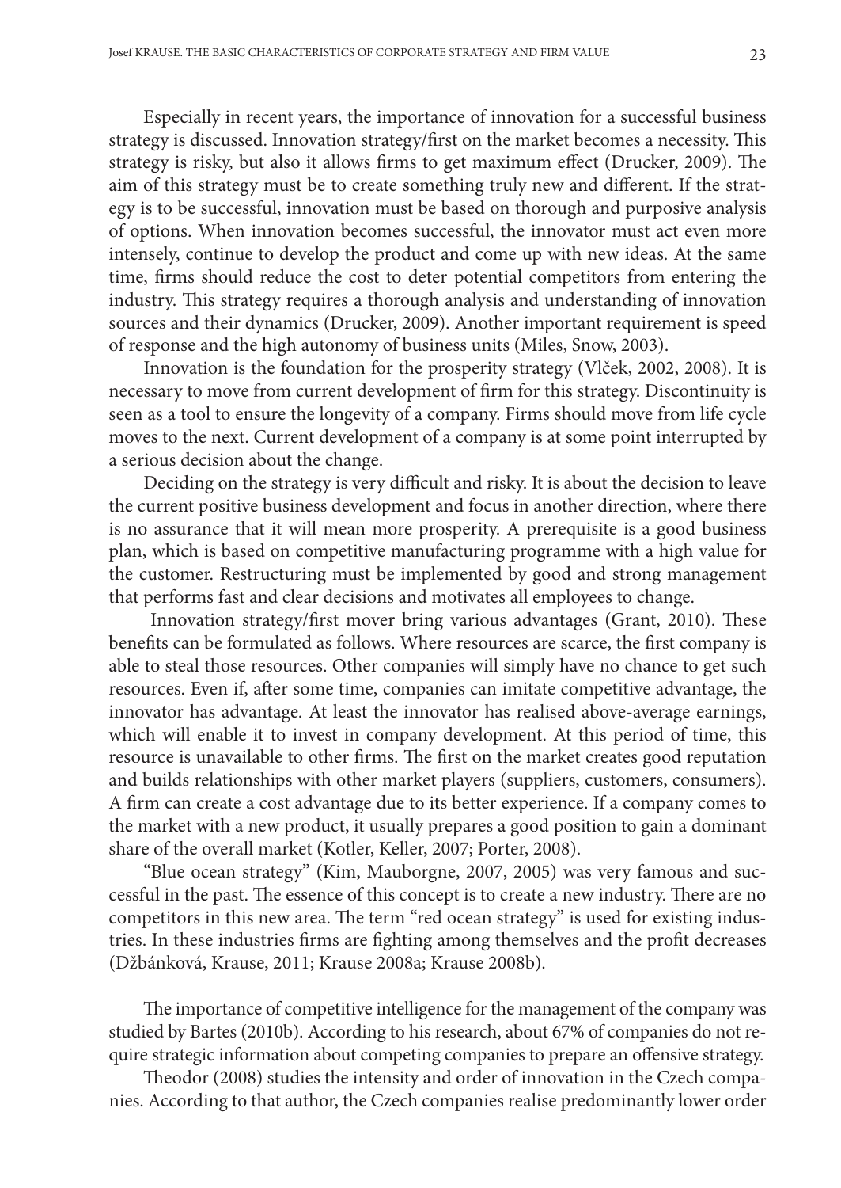Especially in recent years, the importance of innovation for a successful business strategy is discussed. Innovation strategy/first on the market becomes a necessity. This strategy is risky, but also it allows firms to get maximum effect (Drucker, 2009). The aim of this strategy must be to create something truly new and different. If the strategy is to be successful, innovation must be based on thorough and purposive analysis of options. When innovation becomes successful, the innovator must act even more intensely, continue to develop the product and come up with new ideas. At the same time, firms should reduce the cost to deter potential competitors from entering the industry. This strategy requires a thorough analysis and understanding of innovation sources and their dynamics (Drucker, 2009). Another important requirement is speed of response and the high autonomy of business units (Miles, Snow, 2003).

Innovation is the foundation for the prosperity strategy (Vlček, 2002, 2008). It is necessary to move from current development of firm for this strategy. Discontinuity is seen as a tool to ensure the longevity of a company. Firms should move from life cycle moves to the next. Current development of a company is at some point interrupted by a serious decision about the change.

Deciding on the strategy is very difficult and risky. It is about the decision to leave the current positive business development and focus in another direction, where there is no assurance that it will mean more prosperity. A prerequisite is a good business plan, which is based on competitive manufacturing programme with a high value for the customer. Restructuring must be implemented by good and strong management that performs fast and clear decisions and motivates all employees to change.

Innovation strategy/first mover bring various advantages (Grant, 2010). These benefits can be formulated as follows. Where resources are scarce, the first company is able to steal those resources. Other companies will simply have no chance to get such resources. Even if, after some time, companies can imitate competitive advantage, the innovator has advantage. At least the innovator has realised above-average earnings, which will enable it to invest in company development. At this period of time, this resource is unavailable to other firms. The first on the market creates good reputation and builds relationships with other market players (suppliers, customers, consumers). A firm can create a cost advantage due to its better experience. If a company comes to the market with a new product, it usually prepares a good position to gain a dominant share of the overall market (Kotler, Keller, 2007; Porter, 2008).

"Blue ocean strategy" (Kim, Mauborgne, 2007, 2005) was very famous and successful in the past. The essence of this concept is to create a new industry. There are no competitors in this new area. The term "red ocean strategy" is used for existing industries. In these industries firms are fighting among themselves and the profit decreases (Džbánková, Krause, 2011; Krause 2008a; Krause 2008b).

The importance of competitive intelligence for the management of the company was studied by Bartes (2010b). According to his research, about 67% of companies do not require strategic information about competing companies to prepare an offensive strategy.

Theodor (2008) studies the intensity and order of innovation in the Czech companies. According to that author, the Czech companies realise predominantly lower order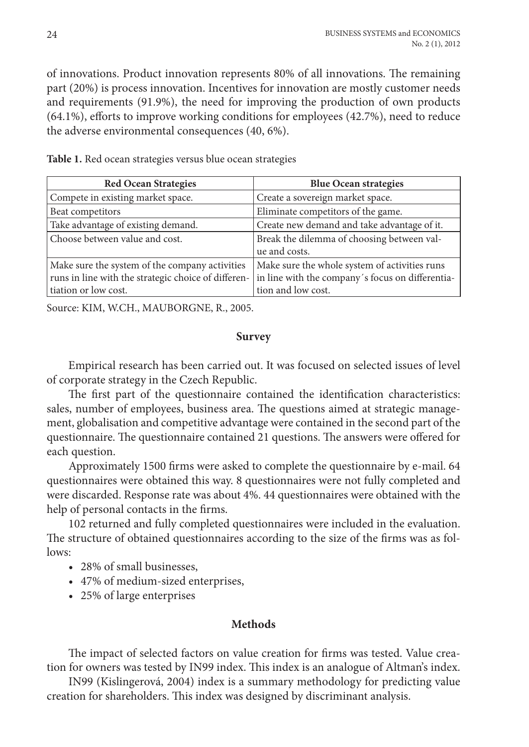of innovations. Product innovation represents 80% of all innovations. The remaining part (20%) is process innovation. Incentives for innovation are mostly customer needs and requirements (91.9%), the need for improving the production of own products (64.1%), efforts to improve working conditions for employees (42.7%), need to reduce the adverse environmental consequences (40, 6%).

**Table 1.** Red ocean strategies versus blue ocean strategies

| Red Ocean Strategies | Blue Ocean strategies |
|---|---|
| Compete in existing market space. | Create a sovereign market space. |
| Beat competitors | Eliminate competitors of the game. |
| Take advantage of existing demand. | Create new demand and take advantage of it. |
| Choose between value and cost. | Break the dilemma of choosing between value and costs. |
| Make sure the system of the company activities runs in line with the strategic choice of differentiation or low cost. | Make sure the whole system of activities runs in line with the company´s focus on differentiation and low cost. |

Source: KIM, W.CH., MAUBORGNE, R., 2005.

## Survey

Empirical research has been carried out. It was focused on selected issues of level of corporate strategy in the Czech Republic.

The first part of the questionnaire contained the identification characteristics: sales, number of employees, business area. The questions aimed at strategic management, globalisation and competitive advantage were contained in the second part of the questionnaire. The questionnaire contained 21 questions. The answers were offered for each question.

Approximately 1500 firms were asked to complete the questionnaire by e-mail. 64 questionnaires were obtained this way. 8 questionnaires were not fully completed and were discarded. Response rate was about 4%. 44 questionnaires were obtained with the help of personal contacts in the firms.

102 returned and fully completed questionnaires were included in the evaluation. The structure of obtained questionnaires according to the size of the firms was as follows:

- 28% of small businesses,
- 47% of medium-sized enterprises,
- 25% of large enterprises

## Methods

The impact of selected factors on value creation for firms was tested. Value creation for owners was tested by IN99 index. This index is an analogue of Altman's index.

IN99 (Kislingerová, 2004) index is a summary methodology for predicting value creation for shareholders. This index was designed by discriminant analysis.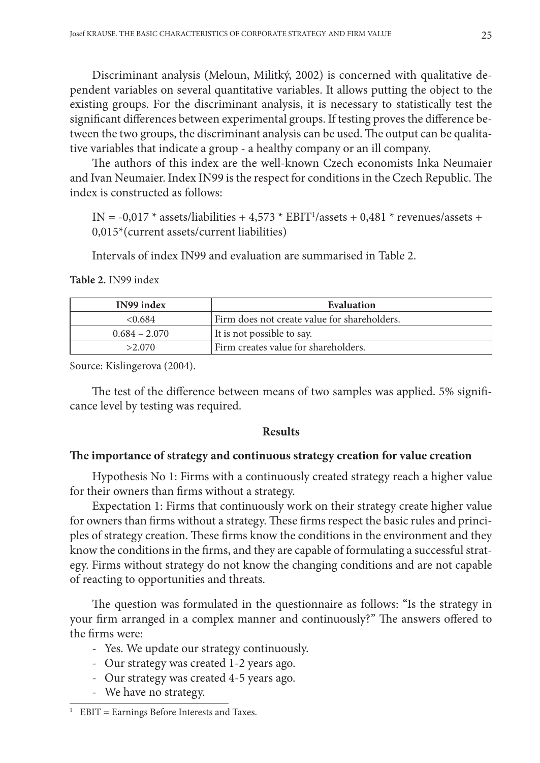Discriminant analysis (Meloun, Militký, 2002) is concerned with qualitative dependent variables on several quantitative variables. It allows putting the object to the existing groups. For the discriminant analysis, it is necessary to statistically test the significant differences between experimental groups. If testing proves the difference between the two groups, the discriminant analysis can be used. The output can be qualitative variables that indicate a group - a healthy company or an ill company.

The authors of this index are the well-known Czech economists Inka Neumaier and Ivan Neumaier. Index IN99 is the respect for conditions in the Czech Republic. The index is constructed as follows:

IN = -0,017 * assets/liabilities + 4,573 * EBIT[1]/assets + 0,481 * revenues/assets + 0,015*(current assets/current liabilities)

Intervals of index IN99 and evaluation are summarised in Table 2.

**Table 2.** IN99 index

| IN99 index | Evaluation |
|---|---|
| <0.684 | Firm does not create value for shareholders. |
| 0.684 – 2.070 | It is not possible to say. |
| >2.070 | Firm creates value for shareholders. |

Source: Kislingerova (2004).

The test of the difference between means of two samples was applied. 5% significance level by testing was required.

## Results

### The importance of strategy and continuous strategy creation for value creation

Hypothesis No 1: Firms with a continuously created strategy reach a higher value for their owners than firms without a strategy.

Expectation 1: Firms that continuously work on their strategy create higher value for owners than firms without a strategy. These firms respect the basic rules and principles of strategy creation. These firms know the conditions in the environment and they know the conditions in the firms, and they are capable of formulating a successful strategy. Firms without strategy do not know the changing conditions and are not capable of reacting to opportunities and threats.

The question was formulated in the questionnaire as follows: "Is the strategy in your firm arranged in a complex manner and continuously?" The answers offered to the firms were:

- Yes. We update our strategy continuously.
- Our strategy was created 1-2 years ago.
- Our strategy was created 4-5 years ago.
- We have no strategy.

[1] EBIT = Earnings Before Interests and Taxes.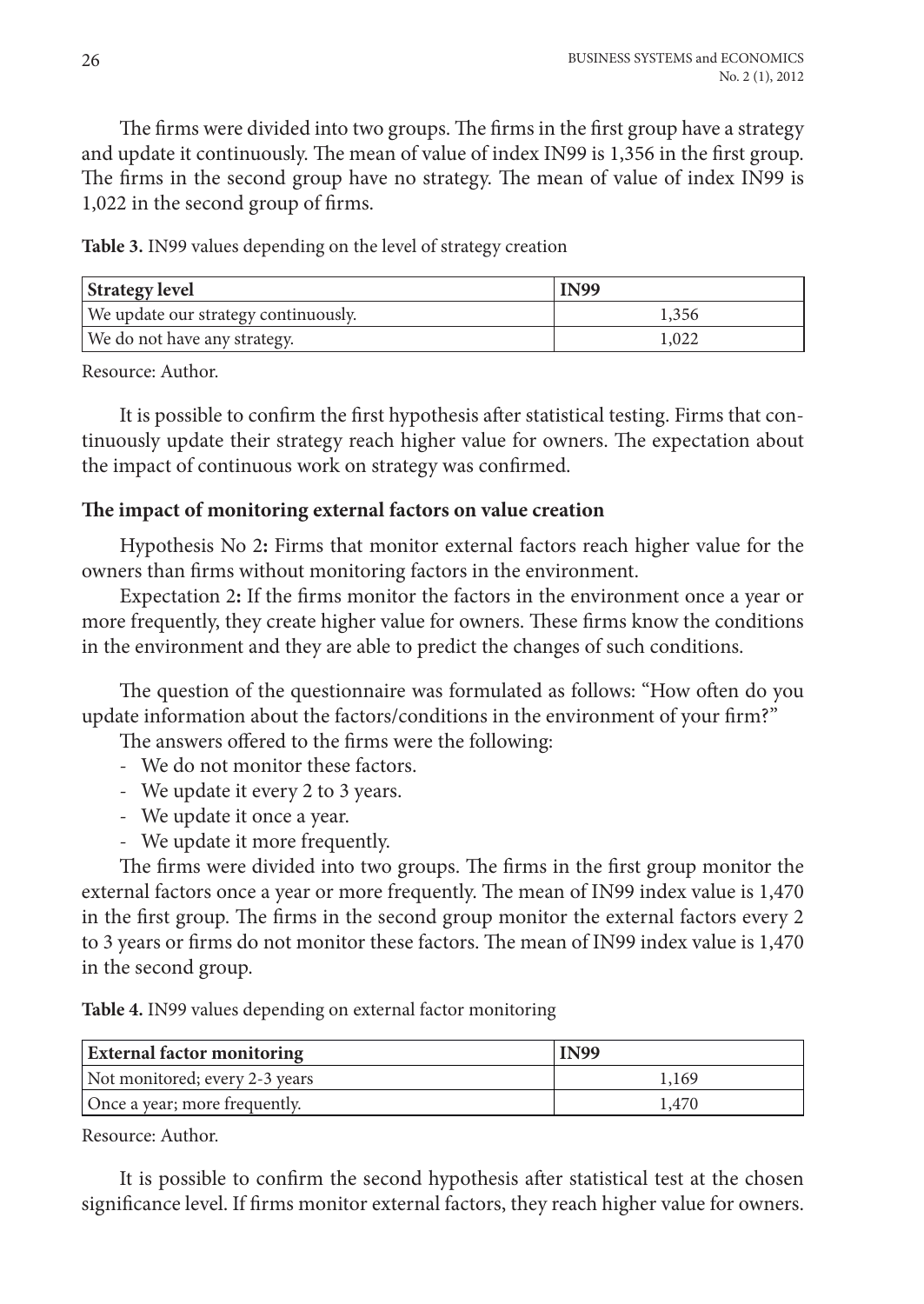The firms were divided into two groups. The firms in the first group have a strategy and update it continuously. The mean of value of index IN99 is 1,356 in the first group. The firms in the second group have no strategy. The mean of value of index IN99 is 1,022 in the second group of firms.

**Table 3.** IN99 values depending on the level of strategy creation

| Strategy level | IN99 |
|---|---|
| We update our strategy continuously. | 1,356 |
| We do not have any strategy. | 1,022 |

Resource: Author.

It is possible to confirm the first hypothesis after statistical testing. Firms that continuously update their strategy reach higher value for owners. The expectation about the impact of continuous work on strategy was confirmed.

### The impact of monitoring external factors on value creation

Hypothesis No 2**:** Firms that monitor external factors reach higher value for the owners than firms without monitoring factors in the environment.

Expectation 2**:** If the firms monitor the factors in the environment once a year or more frequently, they create higher value for owners. These firms know the conditions in the environment and they are able to predict the changes of such conditions.

The question of the questionnaire was formulated as follows: "How often do you update information about the factors/conditions in the environment of your firm?"

The answers offered to the firms were the following:

- We do not monitor these factors.
- We update it every 2 to 3 years.
- We update it once a year.
- We update it more frequently.

The firms were divided into two groups. The firms in the first group monitor the external factors once a year or more frequently. The mean of IN99 index value is 1,470 in the first group. The firms in the second group monitor the external factors every 2 to 3 years or firms do not monitor these factors. The mean of IN99 index value is 1,470 in the second group.

**Table 4.** IN99 values depending on external factor monitoring

| External factor monitoring | IN99 |
|---|---|
| Not monitored; every 2-3 years | 1,169 |
| Once a year; more frequently. | 1,470 |

Resource: Author.

It is possible to confirm the second hypothesis after statistical test at the chosen significance level. If firms monitor external factors, they reach higher value for owners.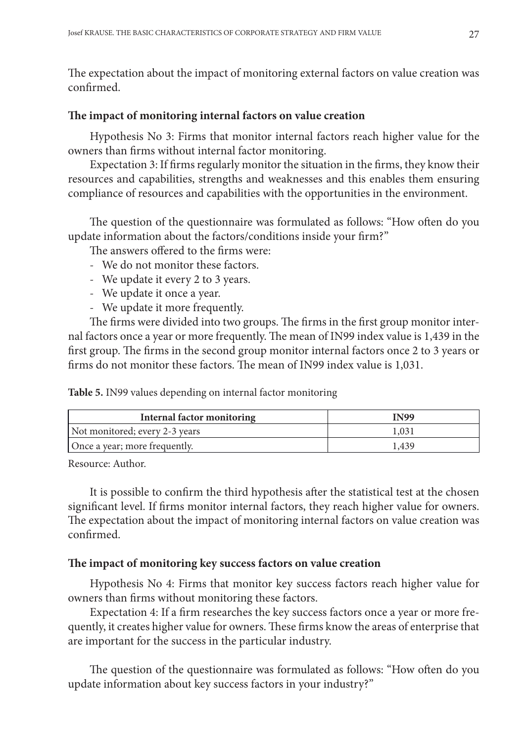The expectation about the impact of monitoring external factors on value creation was confirmed.

### The impact of monitoring internal factors on value creation

Hypothesis No 3: Firms that monitor internal factors reach higher value for the owners than firms without internal factor monitoring.

Expectation 3: If firms regularly monitor the situation in the firms, they know their resources and capabilities, strengths and weaknesses and this enables them ensuring compliance of resources and capabilities with the opportunities in the environment.

The question of the questionnaire was formulated as follows: "How often do you update information about the factors/conditions inside your firm?"

The answers offered to the firms were:

- We do not monitor these factors.
- We update it every 2 to 3 years.
- We update it once a year.
- We update it more frequently.

The firms were divided into two groups. The firms in the first group monitor internal factors once a year or more frequently. The mean of IN99 index value is 1,439 in the first group. The firms in the second group monitor internal factors once 2 to 3 years or firms do not monitor these factors. The mean of IN99 index value is 1,031.

**Table 5.** IN99 values depending on internal factor monitoring

| Internal factor monitoring | IN99 |
|---|---|
| Not monitored; every 2-3 years | 1,031 |
| Once a year; more frequently. | 1,439 |

Resource: Author.

It is possible to confirm the third hypothesis after the statistical test at the chosen significant level. If firms monitor internal factors, they reach higher value for owners. The expectation about the impact of monitoring internal factors on value creation was confirmed.

### The impact of monitoring key success factors on value creation

Hypothesis No 4: Firms that monitor key success factors reach higher value for owners than firms without monitoring these factors.

Expectation 4: If a firm researches the key success factors once a year or more frequently, it creates higher value for owners. These firms know the areas of enterprise that are important for the success in the particular industry.

The question of the questionnaire was formulated as follows: "How often do you update information about key success factors in your industry?"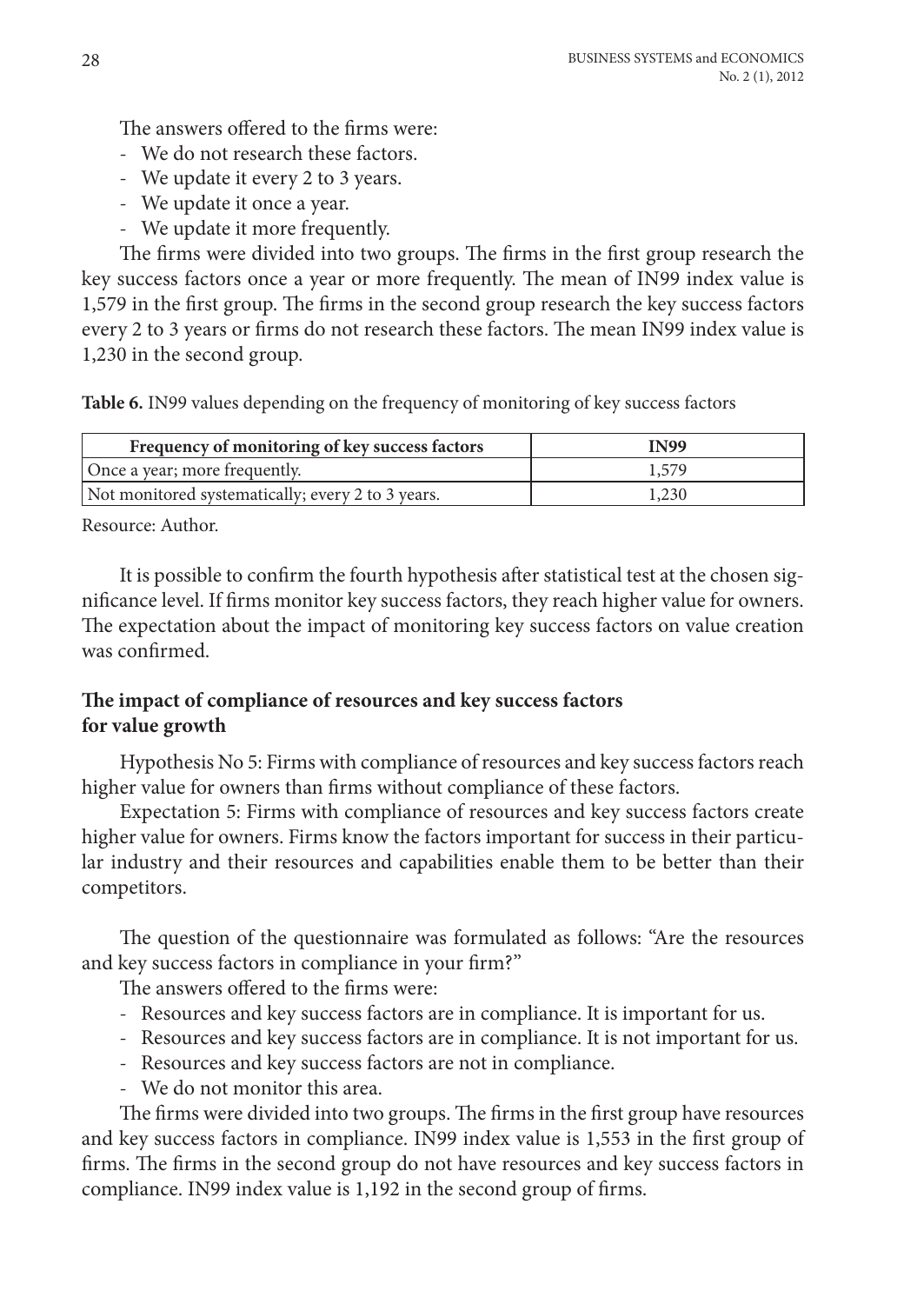The answers offered to the firms were:

- We do not research these factors.
- We update it every 2 to 3 years.
- We update it once a year.
- We update it more frequently.

The firms were divided into two groups. The firms in the first group research the key success factors once a year or more frequently. The mean of IN99 index value is 1,579 in the first group. The firms in the second group research the key success factors every 2 to 3 years or firms do not research these factors. The mean IN99 index value is 1,230 in the second group.

**Table 6.** IN99 values depending on the frequency of monitoring of key success factors

| Frequency of monitoring of key success factors | IN99 |
|---|---|
| Once a year; more frequently. | 1,579 |
| Not monitored systematically; every 2 to 3 years. | 1,230 |

Resource: Author.

It is possible to confirm the fourth hypothesis after statistical test at the chosen significance level. If firms monitor key success factors, they reach higher value for owners. The expectation about the impact of monitoring key success factors on value creation was confirmed.

### The impact of compliance of resources and key success factors for value growth

Hypothesis No 5: Firms with compliance of resources and key success factors reach higher value for owners than firms without compliance of these factors.

Expectation 5: Firms with compliance of resources and key success factors create higher value for owners. Firms know the factors important for success in their particular industry and their resources and capabilities enable them to be better than their competitors.

The question of the questionnaire was formulated as follows: "Are the resources and key success factors in compliance in your firm?"

The answers offered to the firms were:

- Resources and key success factors are in compliance. It is important for us.
- Resources and key success factors are in compliance. It is not important for us.
- Resources and key success factors are not in compliance.
- We do not monitor this area.

The firms were divided into two groups. The firms in the first group have resources and key success factors in compliance. IN99 index value is 1,553 in the first group of firms. The firms in the second group do not have resources and key success factors in compliance. IN99 index value is 1,192 in the second group of firms.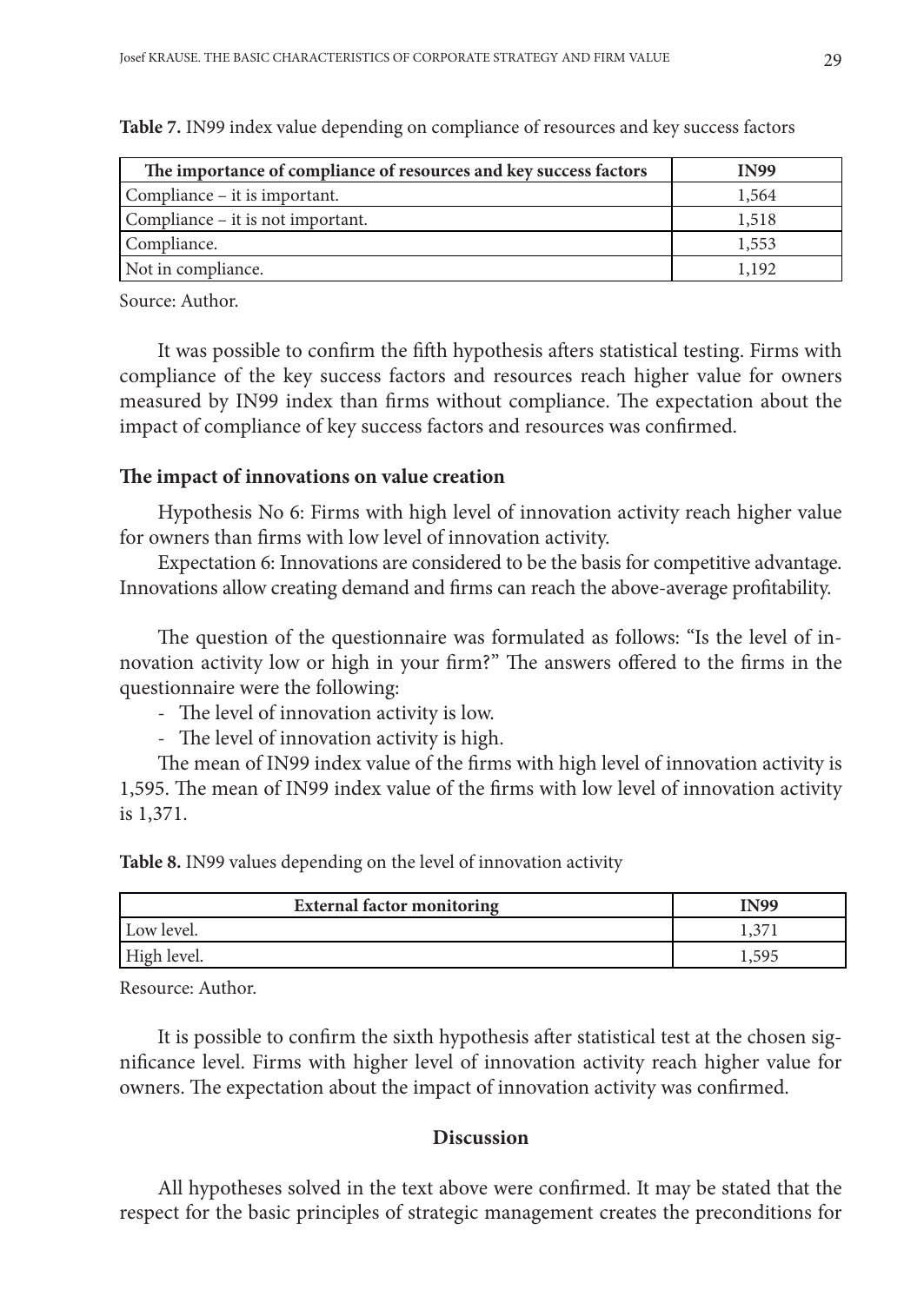**Table 7.** IN99 index value depending on compliance of resources and key success factors

| The importance of compliance of resources and key success factors | IN99 |
|---|---|
| Compliance – it is important. | 1,564 |
| Compliance – it is not important. | 1,518 |
| Compliance. | 1,553 |
| Not in compliance. | 1,192 |

Source: Author.

It was possible to confirm the fifth hypothesis afters statistical testing. Firms with compliance of the key success factors and resources reach higher value for owners measured by IN99 index than firms without compliance. The expectation about the impact of compliance of key success factors and resources was confirmed.

### The impact of innovations on value creation

Hypothesis No 6: Firms with high level of innovation activity reach higher value for owners than firms with low level of innovation activity.

Expectation 6: Innovations are considered to be the basis for competitive advantage. Innovations allow creating demand and firms can reach the above-average profitability.

The question of the questionnaire was formulated as follows: "Is the level of innovation activity low or high in your firm?" The answers offered to the firms in the questionnaire were the following:

- The level of innovation activity is low.
- The level of innovation activity is high.

The mean of IN99 index value of the firms with high level of innovation activity is 1,595. The mean of IN99 index value of the firms with low level of innovation activity is 1,371.

**Table 8.** IN99 values depending on the level of innovation activity

| External factor monitoring | IN99 |
|---|---|
| Low level. | 1,371 |
| High level. | 1,595 |

Resource: Author.

It is possible to confirm the sixth hypothesis after statistical test at the chosen significance level. Firms with higher level of innovation activity reach higher value for owners. The expectation about the impact of innovation activity was confirmed.

## Discussion

All hypotheses solved in the text above were confirmed. It may be stated that the respect for the basic principles of strategic management creates the preconditions for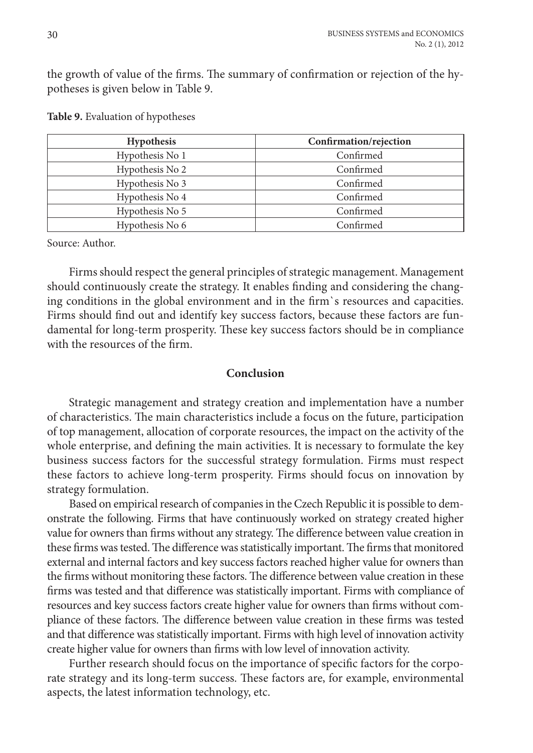the growth of value of the firms. The summary of confirmation or rejection of the hypotheses is given below in Table 9.

**Table 9.** Evaluation of hypotheses

| Hypothesis | Confirmation/rejection |
|---|---|
| Hypothesis No 1 | Confirmed |
| Hypothesis No 2 | Confirmed |
| Hypothesis No 3 | Confirmed |
| Hypothesis No 4 | Confirmed |
| Hypothesis No 5 | Confirmed |
| Hypothesis No 6 | Confirmed |

Source: Author.

Firms should respect the general principles of strategic management. Management should continuously create the strategy. It enables finding and considering the changing conditions in the global environment and in the firm`s resources and capacities. Firms should find out and identify key success factors, because these factors are fundamental for long-term prosperity. These key success factors should be in compliance with the resources of the firm.

## Conclusion

Strategic management and strategy creation and implementation have a number of characteristics. The main characteristics include a focus on the future, participation of top management, allocation of corporate resources, the impact on the activity of the whole enterprise, and defining the main activities. It is necessary to formulate the key business success factors for the successful strategy formulation. Firms must respect these factors to achieve long-term prosperity. Firms should focus on innovation by strategy formulation.

Based on empirical research of companies in the Czech Republic it is possible to demonstrate the following. Firms that have continuously worked on strategy created higher value for owners than firms without any strategy. The difference between value creation in these firms was tested. The difference was statistically important. The firms that monitored external and internal factors and key success factors reached higher value for owners than the firms without monitoring these factors. The difference between value creation in these firms was tested and that difference was statistically important. Firms with compliance of resources and key success factors create higher value for owners than firms without compliance of these factors. The difference between value creation in these firms was tested and that difference was statistically important. Firms with high level of innovation activity create higher value for owners than firms with low level of innovation activity.

Further research should focus on the importance of specific factors for the corporate strategy and its long-term success. These factors are, for example, environmental aspects, the latest information technology, etc.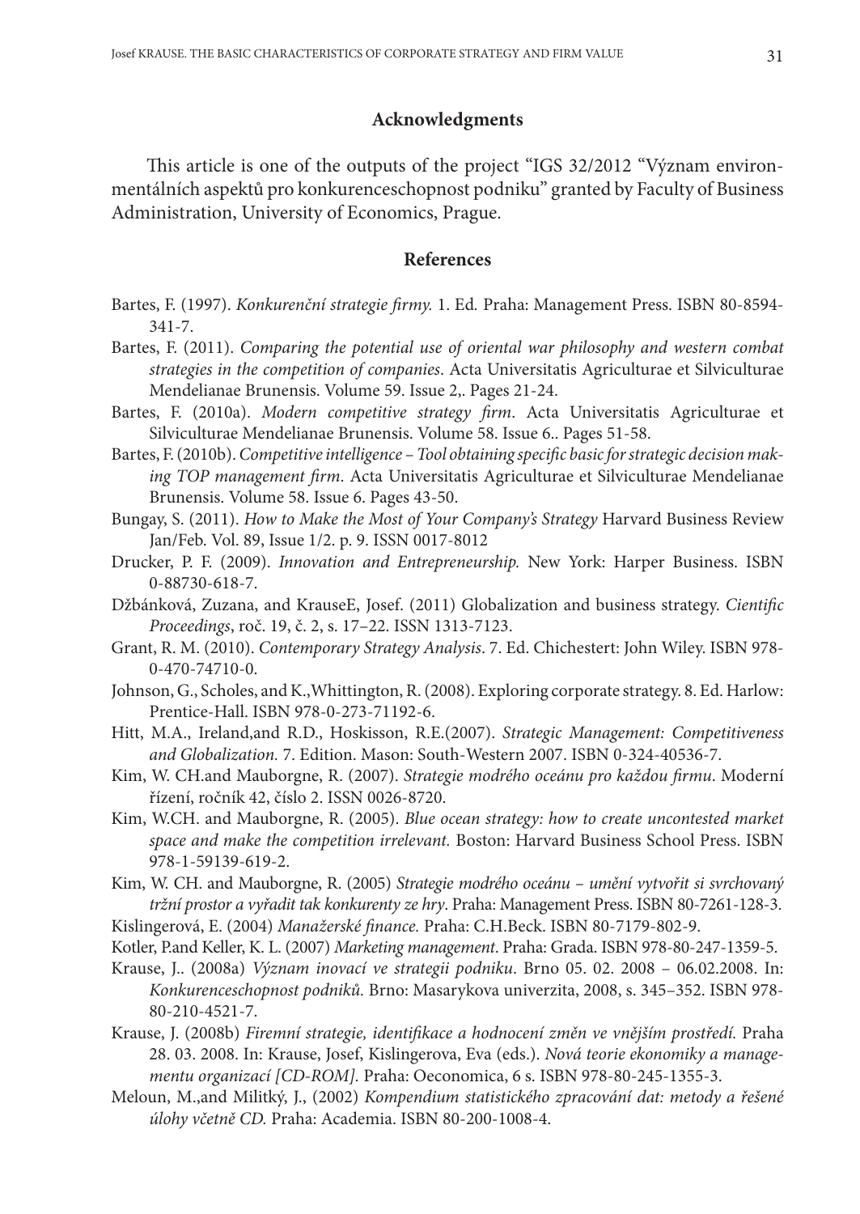## Acknowledgments

This article is one of the outputs of the project "IGS 32/2012 "Význam environmentálních aspektů pro konkurenceschopnost podniku" granted by Faculty of Business Administration, University of Economics, Prague.

## References

Bartes, F. (1997). *Konkurenční strategie firmy.* 1. Ed. Praha: Management Press. ISBN 80-8594-341-7.

Bartes, F. (2011). *Comparing the potential use of oriental war philosophy and western combat strategies in the competition of companies*. Acta Universitatis Agriculturae et Silviculturae Mendelianae Brunensis. Volume 59. Issue 2,. Pages 21-24.

Bartes, F. (2010a). *Modern competitive strategy firm*. Acta Universitatis Agriculturae et Silviculturae Mendelianae Brunensis. Volume 58. Issue 6.. Pages 51-58.

Bartes, F. (2010b). *Competitive intelligence – Tool obtaining specific basic for strategic decision making TOP management firm*. Acta Universitatis Agriculturae et Silviculturae Mendelianae Brunensis. Volume 58. Issue 6. Pages 43-50.

Bungay, S. (2011). *How to Make the Most of Your Company's Strategy* Harvard Business Review Jan/Feb. Vol. 89, Issue 1/2. p. 9. ISSN 0017-8012

Drucker, P. F. (2009). *Innovation and Entrepreneurship.* New York: Harper Business. ISBN 0-88730-618-7.

Džbánková, Zuzana, and KrauseE, Josef. (2011) Globalization and business strategy. *Cientific Proceedings*, roč. 19, č. 2, s. 17–22. ISSN 1313-7123.

Grant, R. M. (2010). *Contemporary Strategy Analysis*. 7. Ed. Chichestert: John Wiley. ISBN 978-0-470-74710-0.

Johnson, G., Scholes, and K.,Whittington, R. (2008). Exploring corporate strategy. 8. Ed. Harlow: Prentice-Hall. ISBN 978-0-273-71192-6.

Hitt, M.A., Ireland,and R.D., Hoskisson, R.E.(2007). *Strategic Management: Competitiveness and Globalization.* 7. Edition. Mason: South-Western 2007. ISBN 0-324-40536-7.

Kim, W. CH.and Mauborgne, R. (2007). *Strategie modrého oceánu pro každou firmu*. Moderní řízení, ročník 42, číslo 2. ISSN 0026-8720.

Kim, W.CH. and Mauborgne, R. (2005). *Blue ocean strategy: how to create uncontested market space and make the competition irrelevant.* Boston: Harvard Business School Press. ISBN 978-1-59139-619-2.

Kim, W. CH. and Mauborgne, R. (2005) *Strategie modrého oceánu – umění vytvořit si svrchovaný tržní prostor a vyřadit tak konkurenty ze hry*. Praha: Management Press. ISBN 80-7261-128-3.

Kislingerová, E. (2004) *Manažerské finance.* Praha: C.H.Beck. ISBN 80-7179-802-9.

Kotler, P.and Keller, K. L. (2007) *Marketing management*. Praha: Grada. ISBN 978-80-247-1359-5.

Krause, J.. (2008a) *Význam inovací ve strategii podniku*. Brno 05. 02. 2008 – 06.02.2008. In: *Konkurenceschopnost podniků.* Brno: Masarykova univerzita, 2008, s. 345–352. ISBN 978-80-210-4521-7.

Krause, J. (2008b) *Firemní strategie, identifikace a hodnocení změn ve vnějším prostředí.* Praha 28. 03. 2008. In: Krause, Josef, Kislingerova, Eva (eds.). *Nová teorie ekonomiky a managementu organizací [CD-ROM].* Praha: Oeconomica, 6 s. ISBN 978-80-245-1355-3.

Meloun, M.,and Militký, J., (2002) *Kompendium statistického zpracování dat: metody a řešené úlohy včetně CD.* Praha: Academia. ISBN 80-200-1008-4.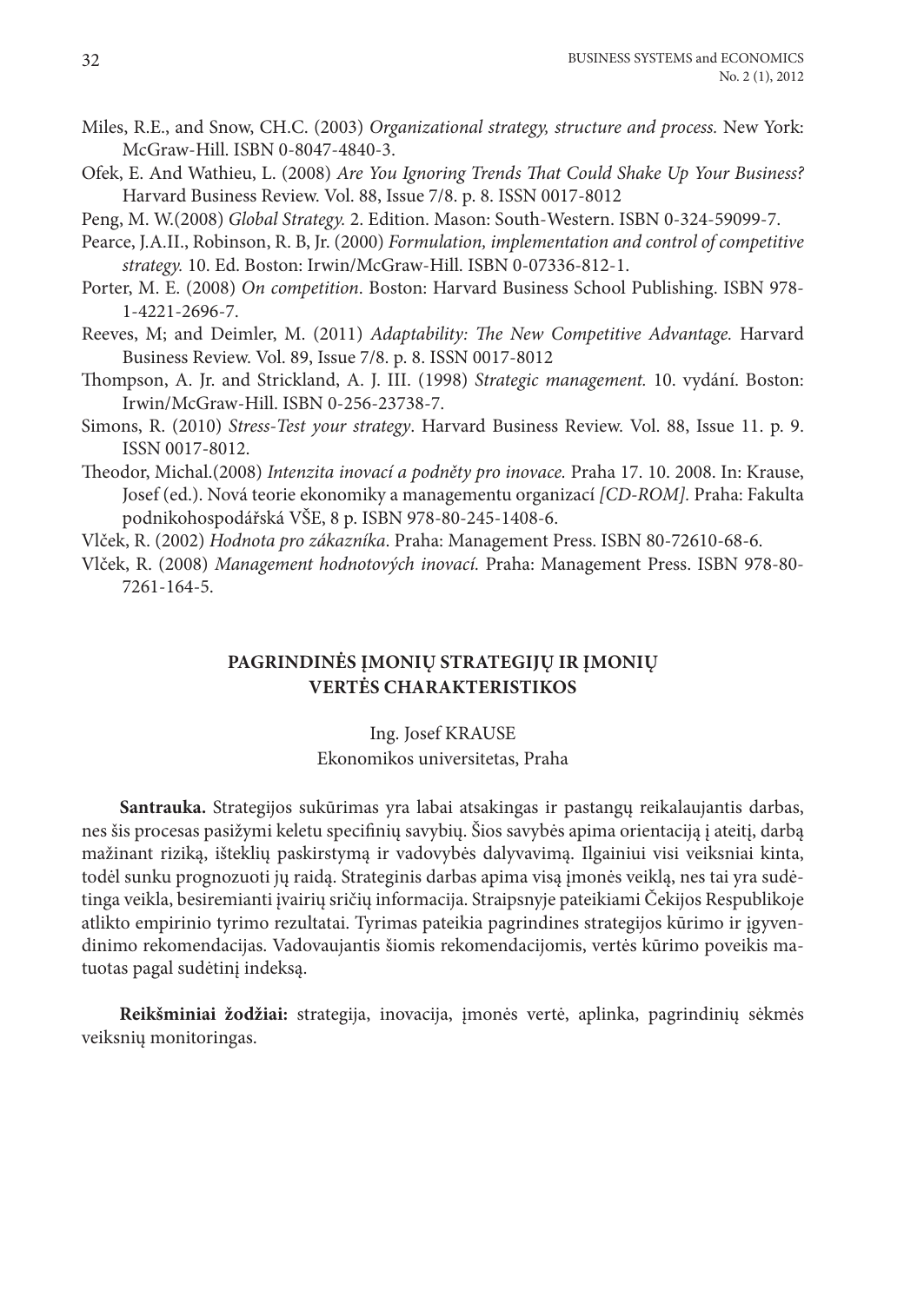Miles, R.E., and Snow, CH.C. (2003) *Organizational strategy, structure and process.* New York: McGraw-Hill. ISBN 0-8047-4840-3.

Ofek, E. And Wathieu, L. (2008) *Are You Ignoring Trends That Could Shake Up Your Business?* Harvard Business Review. Vol. 88, Issue 7/8. p. 8. ISSN 0017-8012

Peng, M. W.(2008) *Global Strategy.* 2. Edition. Mason: South-Western. ISBN 0-324-59099-7.

Pearce, J.A.II., Robinson, R. B, Jr. (2000) *Formulation, implementation and control of competitive strategy.* 10. Ed. Boston: Irwin/McGraw-Hill. ISBN 0-07336-812-1.

Porter, M. E. (2008) *On competition*. Boston: Harvard Business School Publishing. ISBN 978-1-4221-2696-7.

Reeves, M; and Deimler, M. (2011) *Adaptability: The New Competitive Advantage.* Harvard Business Review. Vol. 89, Issue 7/8. p. 8. ISSN 0017-8012

Thompson, A. Jr. and Strickland, A. J. III. (1998) *Strategic management.* 10. vydání. Boston: Irwin/McGraw-Hill. ISBN 0-256-23738-7.

Simons, R. (2010) *Stress-Test your strategy*. Harvard Business Review. Vol. 88, Issue 11. p. 9. ISSN 0017-8012.

Theodor, Michal.(2008) *Intenzita inovací a podněty pro inovace.* Praha 17. 10. 2008. In: Krause, Josef (ed.). Nová teorie ekonomiky a managementu organizací *[CD-ROM].* Praha: Fakulta podnikohospodářská VŠE, 8 p. ISBN 978-80-245-1408-6.

Vlček, R. (2002) *Hodnota pro zákazníka*. Praha: Management Press. ISBN 80-72610-68-6.

Vlček, R. (2008) *Management hodnotových inovací.* Praha: Management Press. ISBN 978-80-7261-164-5.

## PAGRINDINĖS ĮMONIŲ STRATEGIJŲ IR ĮMONIŲ VERTĖS CHARAKTERISTIKOS

Ing. Josef KRAUSE
Ekonomikos universitetas, Praha

**Santrauka.** Strategijos sukūrimas yra labai atsakingas ir pastangų reikalaujantis darbas, nes šis procesas pasižymi keletu specifinių savybių. Šios savybės apima orientaciją į ateitį, darbą mažinant riziką, išteklių paskirstymą ir vadovybės dalyvavimą. Ilgainiui visi veiksniai kinta, todėl sunku prognozuoti jų raidą. Strateginis darbas apima visą įmonės veiklą, nes tai yra sudėtinga veikla, besiremianti įvairių sričių informacija. Straipsnyje pateikiami Čekijos Respublikoje atlikto empirinio tyrimo rezultatai. Tyrimas pateikia pagrindines strategijos kūrimo ir įgyvendinimo rekomendacijas. Vadovaujantis šiomis rekomendacijomis, vertės kūrimo poveikis matuotas pagal sudėtinį indeksą.

**Reikšminiai žodžiai:** strategija, inovacija, įmonės vertė, aplinka, pagrindinių sėkmės veiksnių monitoringas.